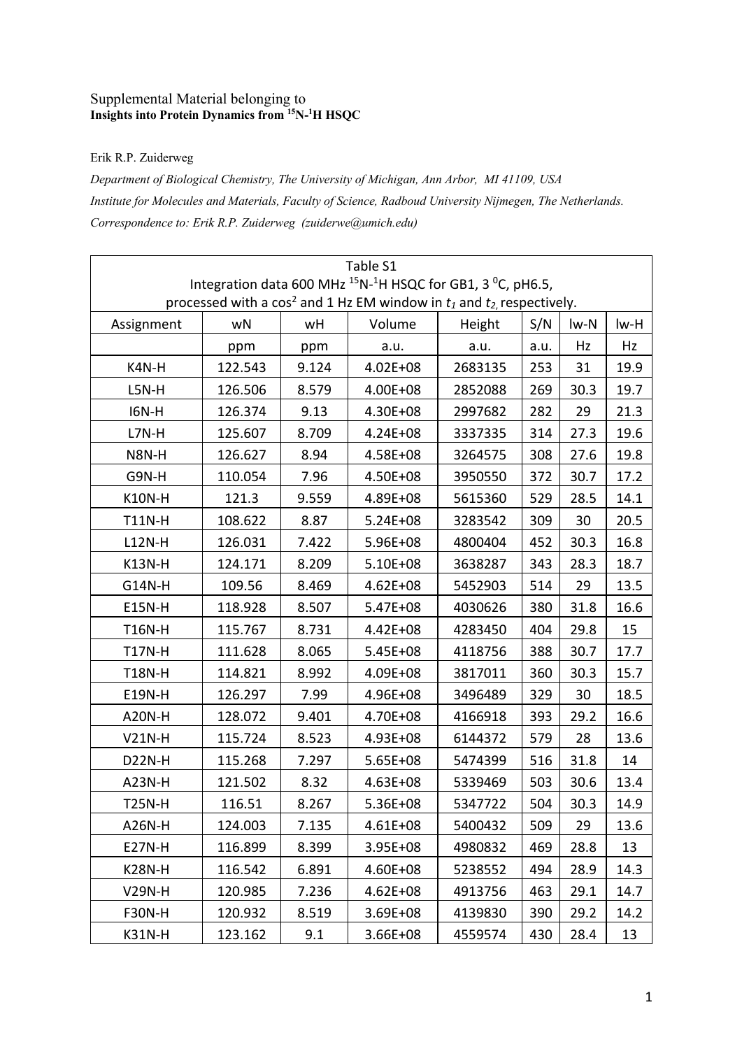Supplemental Material belonging to
**Insights into Protein Dynamics from $^{15}N$-$^{1}H$ HSQC**

Erik R.P. Zuiderweg

*Department of Biological Chemistry, The University of Michigan, Ann Arbor, MI 41109, USA*

*Institute for Molecules and Materials, Faculty of Science, Radboud University Nijmegen, The Netherlands.*

*Correspondence to: Erik R.P. Zuiderweg (zuiderwe@umich.edu)*

Table S1
Integration data 600 MHz $^{15}N$-$^{1}H$ HSQC for GB1, 3 $^{0}C$, pH6.5, processed with a $\cos^2$ and 1 Hz EM window in $t_1$ and $t_2$, respectively.

| Assignment | wN | wH | Volume | Height | S/N | lw-N | lw-H |
|---|---|---|---|---|---|---|---|
| | ppm | ppm | a.u. | a.u. | a.u. | Hz | Hz |
| K4N-H | 122.543 | 9.124 | 4.02E+08 | 2683135 | 253 | 31 | 19.9 |
| L5N-H | 126.506 | 8.579 | 4.00E+08 | 2852088 | 269 | 30.3 | 19.7 |
| I6N-H | 126.374 | 9.13 | 4.30E+08 | 2997682 | 282 | 29 | 21.3 |
| L7N-H | 125.607 | 8.709 | 4.24E+08 | 3337335 | 314 | 27.3 | 19.6 |
| N8N-H | 126.627 | 8.94 | 4.58E+08 | 3264575 | 308 | 27.6 | 19.8 |
| G9N-H | 110.054 | 7.96 | 4.50E+08 | 3950550 | 372 | 30.7 | 17.2 |
| K10N-H | 121.3 | 9.559 | 4.89E+08 | 5615360 | 529 | 28.5 | 14.1 |
| T11N-H | 108.622 | 8.87 | 5.24E+08 | 3283542 | 309 | 30 | 20.5 |
| L12N-H | 126.031 | 7.422 | 5.96E+08 | 4800404 | 452 | 30.3 | 16.8 |
| K13N-H | 124.171 | 8.209 | 5.10E+08 | 3638287 | 343 | 28.3 | 18.7 |
| G14N-H | 109.56 | 8.469 | 4.62E+08 | 5452903 | 514 | 29 | 13.5 |
| E15N-H | 118.928 | 8.507 | 5.47E+08 | 4030626 | 380 | 31.8 | 16.6 |
| T16N-H | 115.767 | 8.731 | 4.42E+08 | 4283450 | 404 | 29.8 | 15 |
| T17N-H | 111.628 | 8.065 | 5.45E+08 | 4118756 | 388 | 30.7 | 17.7 |
| T18N-H | 114.821 | 8.992 | 4.09E+08 | 3817011 | 360 | 30.3 | 15.7 |
| E19N-H | 126.297 | 7.99 | 4.96E+08 | 3496489 | 329 | 30 | 18.5 |
| A20N-H | 128.072 | 9.401 | 4.70E+08 | 4166918 | 393 | 29.2 | 16.6 |
| V21N-H | 115.724 | 8.523 | 4.93E+08 | 6144372 | 579 | 28 | 13.6 |
| D22N-H | 115.268 | 7.297 | 5.65E+08 | 5474399 | 516 | 31.8 | 14 |
| A23N-H | 121.502 | 8.32 | 4.63E+08 | 5339469 | 503 | 30.6 | 13.4 |
| T25N-H | 116.51 | 8.267 | 5.36E+08 | 5347722 | 504 | 30.3 | 14.9 |
| A26N-H | 124.003 | 7.135 | 4.61E+08 | 5400432 | 509 | 29 | 13.6 |
| E27N-H | 116.899 | 8.399 | 3.95E+08 | 4980832 | 469 | 28.8 | 13 |
| K28N-H | 116.542 | 6.891 | 4.60E+08 | 5238552 | 494 | 28.9 | 14.3 |
| V29N-H | 120.985 | 7.236 | 4.62E+08 | 4913756 | 463 | 29.1 | 14.7 |
| F30N-H | 120.932 | 8.519 | 3.69E+08 | 4139830 | 390 | 29.2 | 14.2 |
| K31N-H | 123.162 | 9.1 | 3.66E+08 | 4559574 | 430 | 28.4 | 13 |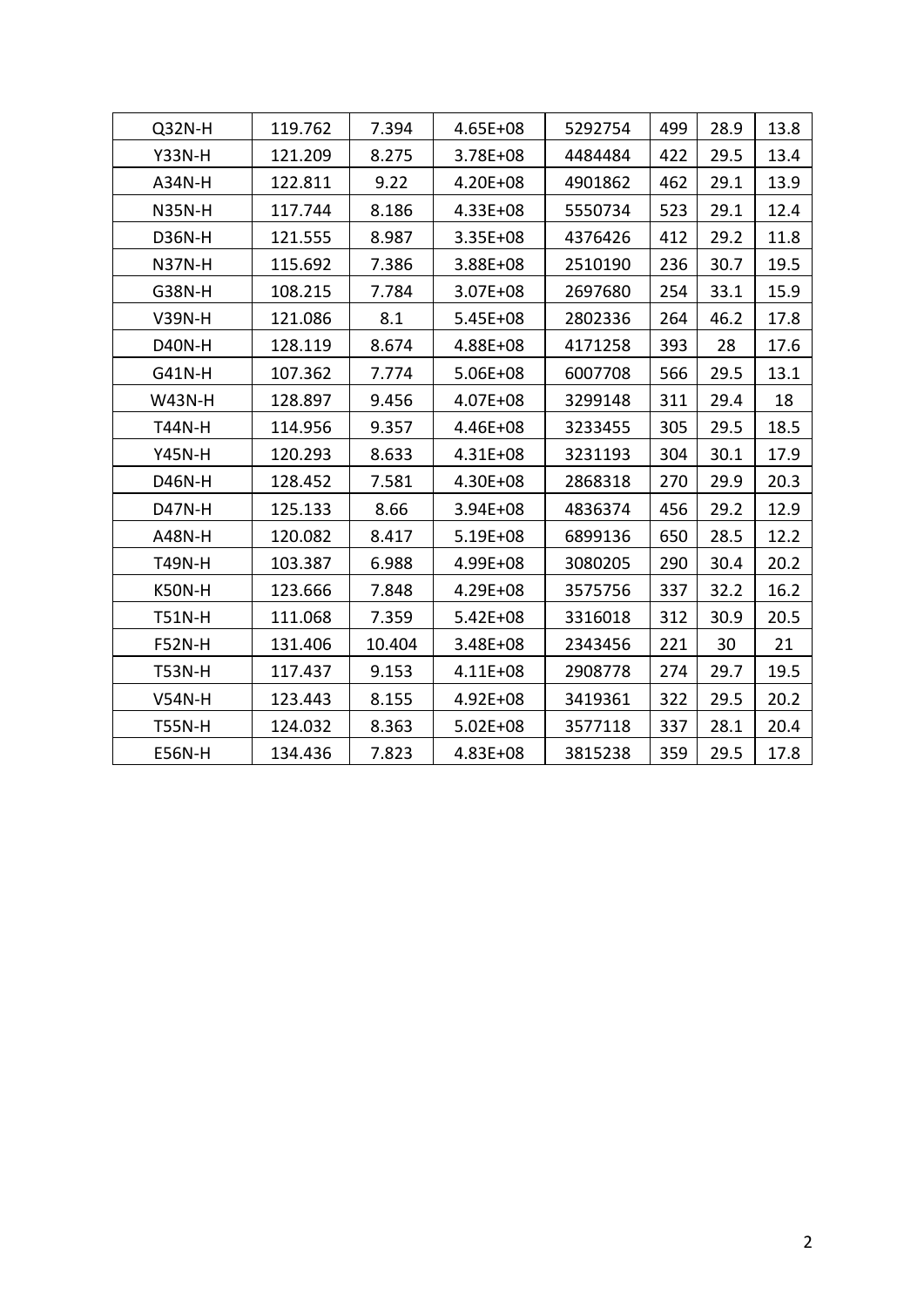| Q32N-H | 119.762 | 7.394 | 4.65E+08 | 5292754 | 499 | 28.9 | 13.8 |
|---|---|---|---|---|---|---|---|
| Y33N-H | 121.209 | 8.275 | 3.78E+08 | 4484484 | 422 | 29.5 | 13.4 |
| A34N-H | 122.811 | 9.22 | 4.20E+08 | 4901862 | 462 | 29.1 | 13.9 |
| N35N-H | 117.744 | 8.186 | 4.33E+08 | 5550734 | 523 | 29.1 | 12.4 |
| D36N-H | 121.555 | 8.987 | 3.35E+08 | 4376426 | 412 | 29.2 | 11.8 |
| N37N-H | 115.692 | 7.386 | 3.88E+08 | 2510190 | 236 | 30.7 | 19.5 |
| G38N-H | 108.215 | 7.784 | 3.07E+08 | 2697680 | 254 | 33.1 | 15.9 |
| V39N-H | 121.086 | 8.1 | 5.45E+08 | 2802336 | 264 | 46.2 | 17.8 |
| D40N-H | 128.119 | 8.674 | 4.88E+08 | 4171258 | 393 | 28 | 17.6 |
| G41N-H | 107.362 | 7.774 | 5.06E+08 | 6007708 | 566 | 29.5 | 13.1 |
| W43N-H | 128.897 | 9.456 | 4.07E+08 | 3299148 | 311 | 29.4 | 18 |
| T44N-H | 114.956 | 9.357 | 4.46E+08 | 3233455 | 305 | 29.5 | 18.5 |
| Y45N-H | 120.293 | 8.633 | 4.31E+08 | 3231193 | 304 | 30.1 | 17.9 |
| D46N-H | 128.452 | 7.581 | 4.30E+08 | 2868318 | 270 | 29.9 | 20.3 |
| D47N-H | 125.133 | 8.66 | 3.94E+08 | 4836374 | 456 | 29.2 | 12.9 |
| A48N-H | 120.082 | 8.417 | 5.19E+08 | 6899136 | 650 | 28.5 | 12.2 |
| T49N-H | 103.387 | 6.988 | 4.99E+08 | 3080205 | 290 | 30.4 | 20.2 |
| K50N-H | 123.666 | 7.848 | 4.29E+08 | 3575756 | 337 | 32.2 | 16.2 |
| T51N-H | 111.068 | 7.359 | 5.42E+08 | 3316018 | 312 | 30.9 | 20.5 |
| F52N-H | 131.406 | 10.404 | 3.48E+08 | 2343456 | 221 | 30 | 21 |
| T53N-H | 117.437 | 9.153 | 4.11E+08 | 2908778 | 274 | 29.7 | 19.5 |
| V54N-H | 123.443 | 8.155 | 4.92E+08 | 3419361 | 322 | 29.5 | 20.2 |
| T55N-H | 124.032 | 8.363 | 5.02E+08 | 3577118 | 337 | 28.1 | 20.4 |
| E56N-H | 134.436 | 7.823 | 4.83E+08 | 3815238 | 359 | 29.5 | 17.8 |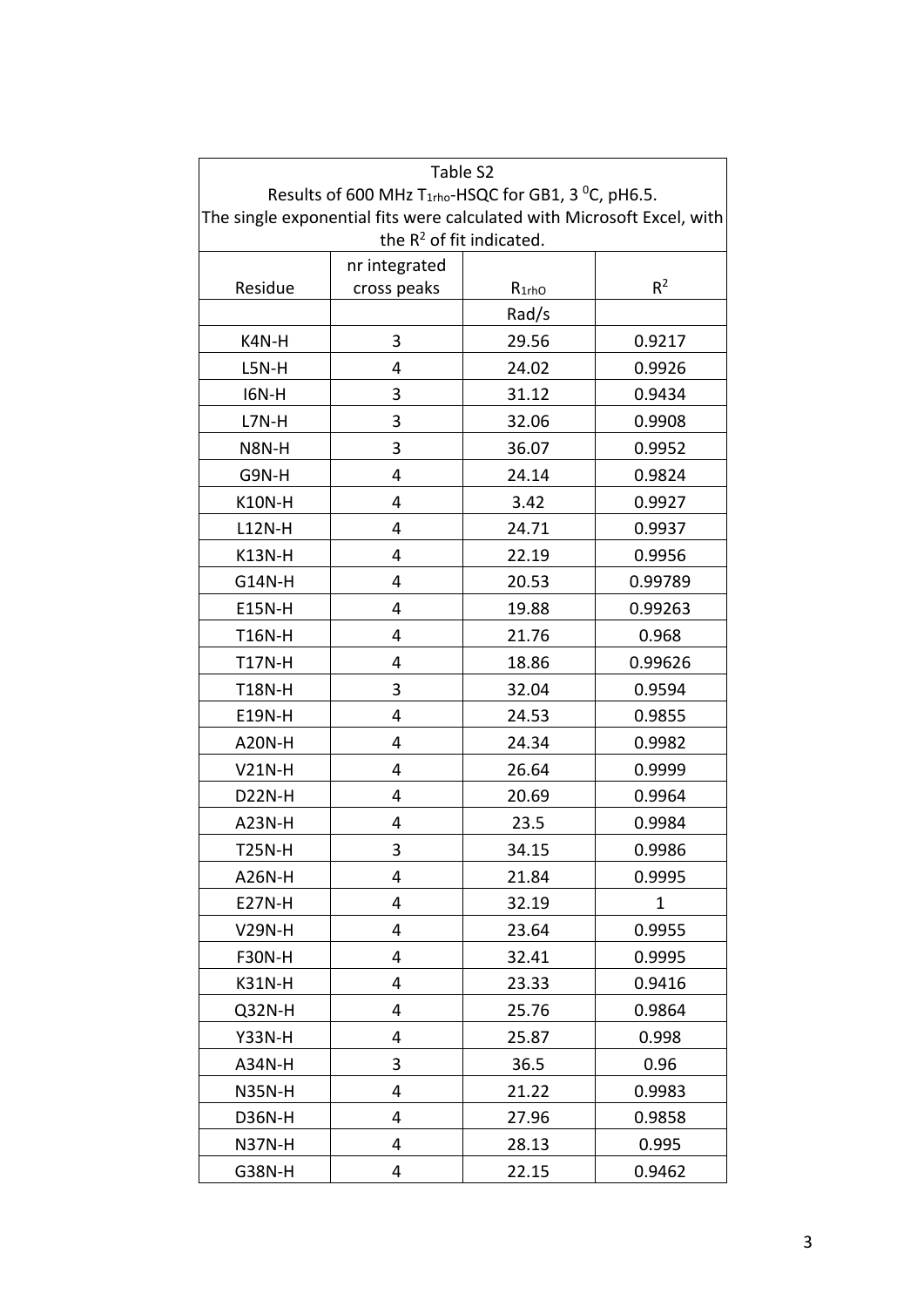Table S2
Results of 600 MHz $T_{1rho}$-HSQC for GB1, 3 $^0$C, pH6.5.
The single exponential fits were calculated with Microsoft Excel, with the $R^2$ of fit indicated.

| Residue | nr integrated cross peaks | $R_{1rhO}$ | $R^2$ |
|---|---|---|---|
| | | Rad/s | |
| K4N-H | 3 | 29.56 | 0.9217 |
| L5N-H | 4 | 24.02 | 0.9926 |
| I6N-H | 3 | 31.12 | 0.9434 |
| L7N-H | 3 | 32.06 | 0.9908 |
| N8N-H | 3 | 36.07 | 0.9952 |
| G9N-H | 4 | 24.14 | 0.9824 |
| K10N-H | 4 | 3.42 | 0.9927 |
| L12N-H | 4 | 24.71 | 0.9937 |
| K13N-H | 4 | 22.19 | 0.9956 |
| G14N-H | 4 | 20.53 | 0.99789 |
| E15N-H | 4 | 19.88 | 0.99263 |
| T16N-H | 4 | 21.76 | 0.968 |
| T17N-H | 4 | 18.86 | 0.99626 |
| T18N-H | 3 | 32.04 | 0.9594 |
| E19N-H | 4 | 24.53 | 0.9855 |
| A20N-H | 4 | 24.34 | 0.9982 |
| V21N-H | 4 | 26.64 | 0.9999 |
| D22N-H | 4 | 20.69 | 0.9964 |
| A23N-H | 4 | 23.5 | 0.9984 |
| T25N-H | 3 | 34.15 | 0.9986 |
| A26N-H | 4 | 21.84 | 0.9995 |
| E27N-H | 4 | 32.19 | 1 |
| V29N-H | 4 | 23.64 | 0.9955 |
| F30N-H | 4 | 32.41 | 0.9995 |
| K31N-H | 4 | 23.33 | 0.9416 |
| Q32N-H | 4 | 25.76 | 0.9864 |
| Y33N-H | 4 | 25.87 | 0.998 |
| A34N-H | 3 | 36.5 | 0.96 |
| N35N-H | 4 | 21.22 | 0.9983 |
| D36N-H | 4 | 27.96 | 0.9858 |
| N37N-H | 4 | 28.13 | 0.995 |
| G38N-H | 4 | 22.15 | 0.9462 |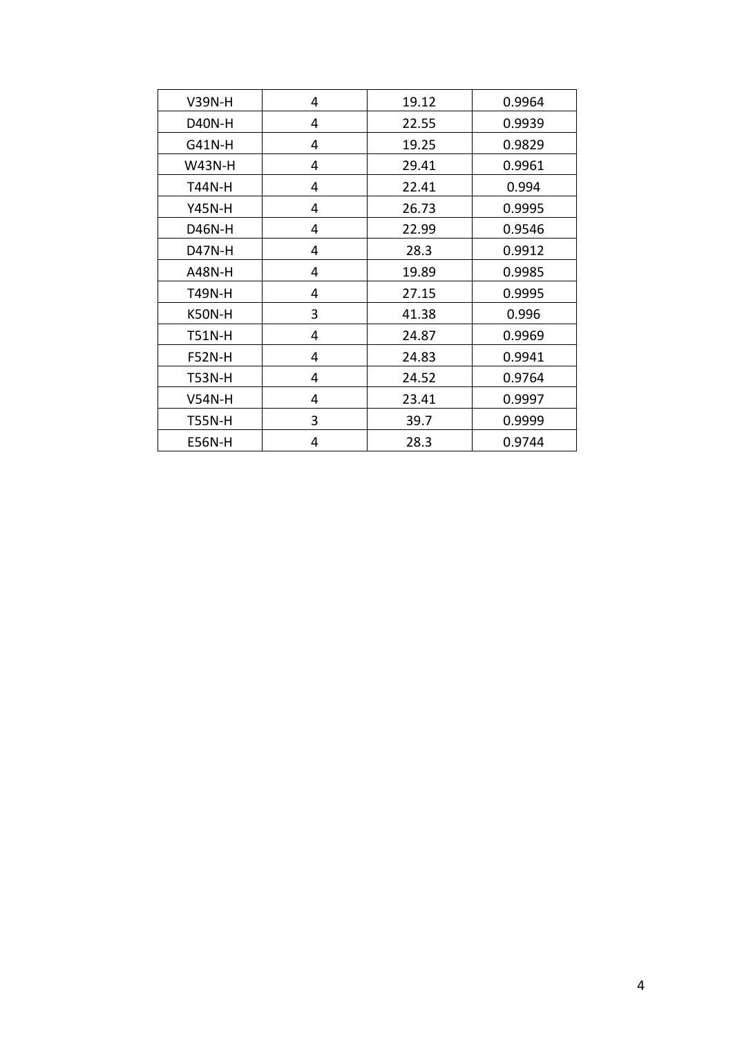| V39N-H | 4 | 19.12 | 0.9964 |
|---|---|---|---|
| D40N-H | 4 | 22.55 | 0.9939 |
| G41N-H | 4 | 19.25 | 0.9829 |
| W43N-H | 4 | 29.41 | 0.9961 |
| T44N-H | 4 | 22.41 | 0.994 |
| Y45N-H | 4 | 26.73 | 0.9995 |
| D46N-H | 4 | 22.99 | 0.9546 |
| D47N-H | 4 | 28.3 | 0.9912 |
| A48N-H | 4 | 19.89 | 0.9985 |
| T49N-H | 4 | 27.15 | 0.9995 |
| K50N-H | 3 | 41.38 | 0.996 |
| T51N-H | 4 | 24.87 | 0.9969 |
| F52N-H | 4 | 24.83 | 0.9941 |
| T53N-H | 4 | 24.52 | 0.9764 |
| V54N-H | 4 | 23.41 | 0.9997 |
| T55N-H | 3 | 39.7 | 0.9999 |
| E56N-H | 4 | 28.3 | 0.9744 |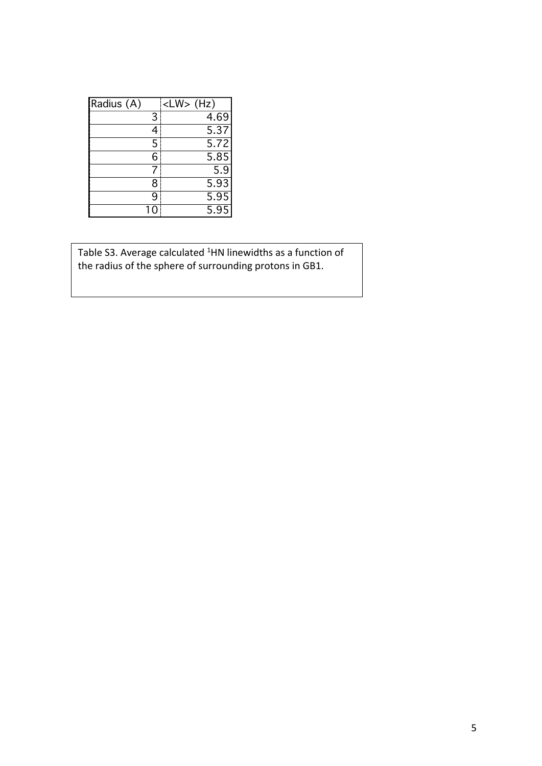| Radius (A) | <LW> (Hz) |
|---|---|
| 3 | 4.69 |
| 4 | 5.37 |
| 5 | 5.72 |
| 6 | 5.85 |
| 7 | 5.9 |
| 8 | 5.93 |
| 9 | 5.95 |
| 10 | 5.95 |

Table S3. Average calculated $^{1}$HN linewidths as a function of the radius of the sphere of surrounding protons in GB1.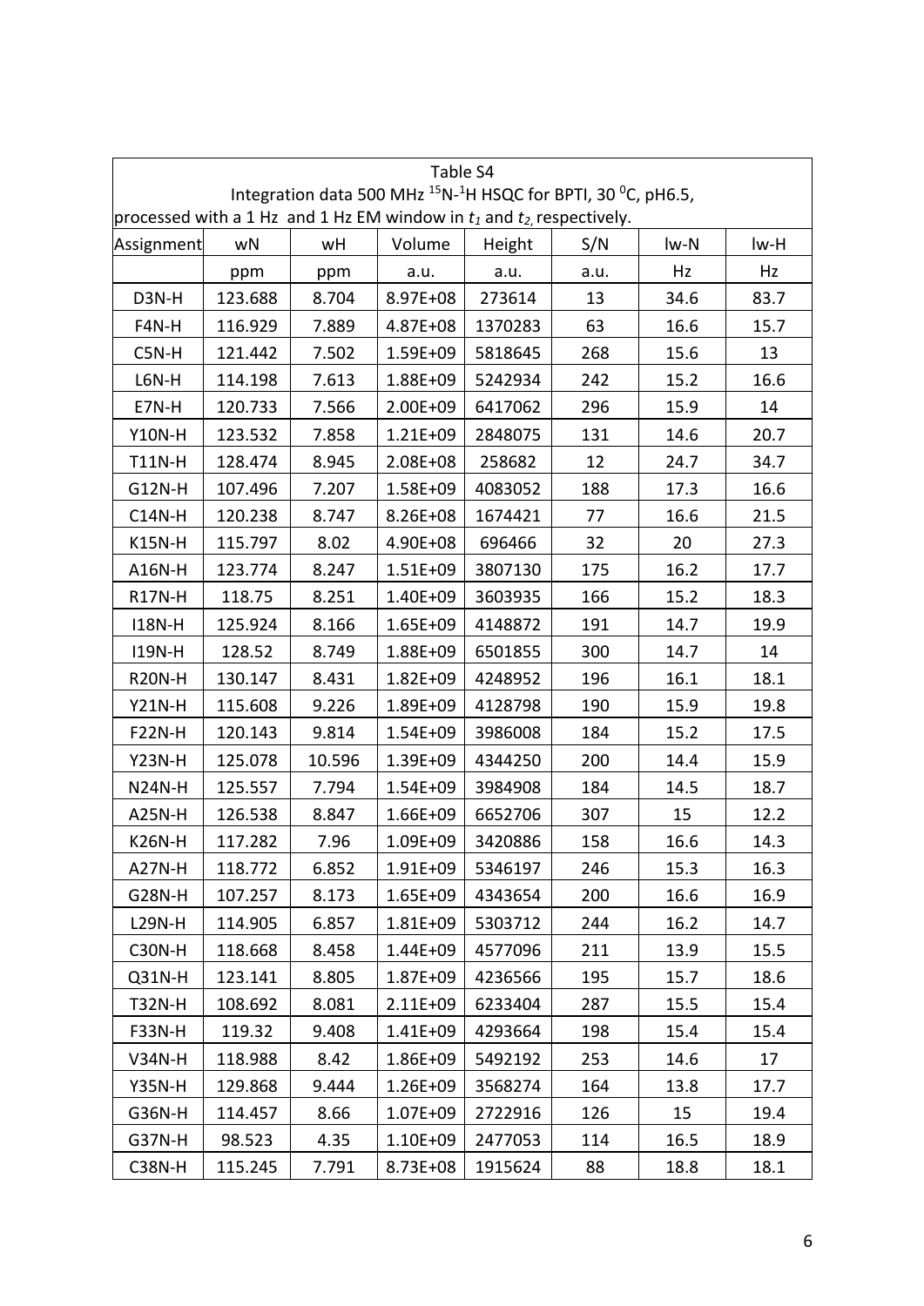Table S4

Integration data 500 MHz $^{15}$N-$^{1}$H HSQC for BPTI, 30 $^{0}$C, pH6.5, processed with a 1 Hz and 1 Hz EM window in $t_1$ and $t_2$, respectively.

| Assignment | wN | wH | Volume | Height | S/N | lw-N | lw-H |
|---|---|---|---|---|---|---|---|
| | ppm | ppm | a.u. | a.u. | a.u. | Hz | Hz |
| D3N-H | 123.688 | 8.704 | 8.97E+08 | 273614 | 13 | 34.6 | 83.7 |
| F4N-H | 116.929 | 7.889 | 4.87E+08 | 1370283 | 63 | 16.6 | 15.7 |
| C5N-H | 121.442 | 7.502 | 1.59E+09 | 5818645 | 268 | 15.6 | 13 |
| L6N-H | 114.198 | 7.613 | 1.88E+09 | 5242934 | 242 | 15.2 | 16.6 |
| E7N-H | 120.733 | 7.566 | 2.00E+09 | 6417062 | 296 | 15.9 | 14 |
| Y10N-H | 123.532 | 7.858 | 1.21E+09 | 2848075 | 131 | 14.6 | 20.7 |
| T11N-H | 128.474 | 8.945 | 2.08E+08 | 258682 | 12 | 24.7 | 34.7 |
| G12N-H | 107.496 | 7.207 | 1.58E+09 | 4083052 | 188 | 17.3 | 16.6 |
| C14N-H | 120.238 | 8.747 | 8.26E+08 | 1674421 | 77 | 16.6 | 21.5 |
| K15N-H | 115.797 | 8.02 | 4.90E+08 | 696466 | 32 | 20 | 27.3 |
| A16N-H | 123.774 | 8.247 | 1.51E+09 | 3807130 | 175 | 16.2 | 17.7 |
| R17N-H | 118.75 | 8.251 | 1.40E+09 | 3603935 | 166 | 15.2 | 18.3 |
| I18N-H | 125.924 | 8.166 | 1.65E+09 | 4148872 | 191 | 14.7 | 19.9 |
| I19N-H | 128.52 | 8.749 | 1.88E+09 | 6501855 | 300 | 14.7 | 14 |
| R20N-H | 130.147 | 8.431 | 1.82E+09 | 4248952 | 196 | 16.1 | 18.1 |
| Y21N-H | 115.608 | 9.226 | 1.89E+09 | 4128798 | 190 | 15.9 | 19.8 |
| F22N-H | 120.143 | 9.814 | 1.54E+09 | 3986008 | 184 | 15.2 | 17.5 |
| Y23N-H | 125.078 | 10.596 | 1.39E+09 | 4344250 | 200 | 14.4 | 15.9 |
| N24N-H | 125.557 | 7.794 | 1.54E+09 | 3984908 | 184 | 14.5 | 18.7 |
| A25N-H | 126.538 | 8.847 | 1.66E+09 | 6652706 | 307 | 15 | 12.2 |
| K26N-H | 117.282 | 7.96 | 1.09E+09 | 3420886 | 158 | 16.6 | 14.3 |
| A27N-H | 118.772 | 6.852 | 1.91E+09 | 5346197 | 246 | 15.3 | 16.3 |
| G28N-H | 107.257 | 8.173 | 1.65E+09 | 4343654 | 200 | 16.6 | 16.9 |
| L29N-H | 114.905 | 6.857 | 1.81E+09 | 5303712 | 244 | 16.2 | 14.7 |
| C30N-H | 118.668 | 8.458 | 1.44E+09 | 4577096 | 211 | 13.9 | 15.5 |
| Q31N-H | 123.141 | 8.805 | 1.87E+09 | 4236566 | 195 | 15.7 | 18.6 |
| T32N-H | 108.692 | 8.081 | 2.11E+09 | 6233404 | 287 | 15.5 | 15.4 |
| F33N-H | 119.32 | 9.408 | 1.41E+09 | 4293664 | 198 | 15.4 | 15.4 |
| V34N-H | 118.988 | 8.42 | 1.86E+09 | 5492192 | 253 | 14.6 | 17 |
| Y35N-H | 129.868 | 9.444 | 1.26E+09 | 3568274 | 164 | 13.8 | 17.7 |
| G36N-H | 114.457 | 8.66 | 1.07E+09 | 2722916 | 126 | 15 | 19.4 |
| G37N-H | 98.523 | 4.35 | 1.10E+09 | 2477053 | 114 | 16.5 | 18.9 |
| C38N-H | 115.245 | 7.791 | 8.73E+08 | 1915624 | 88 | 18.8 | 18.1 |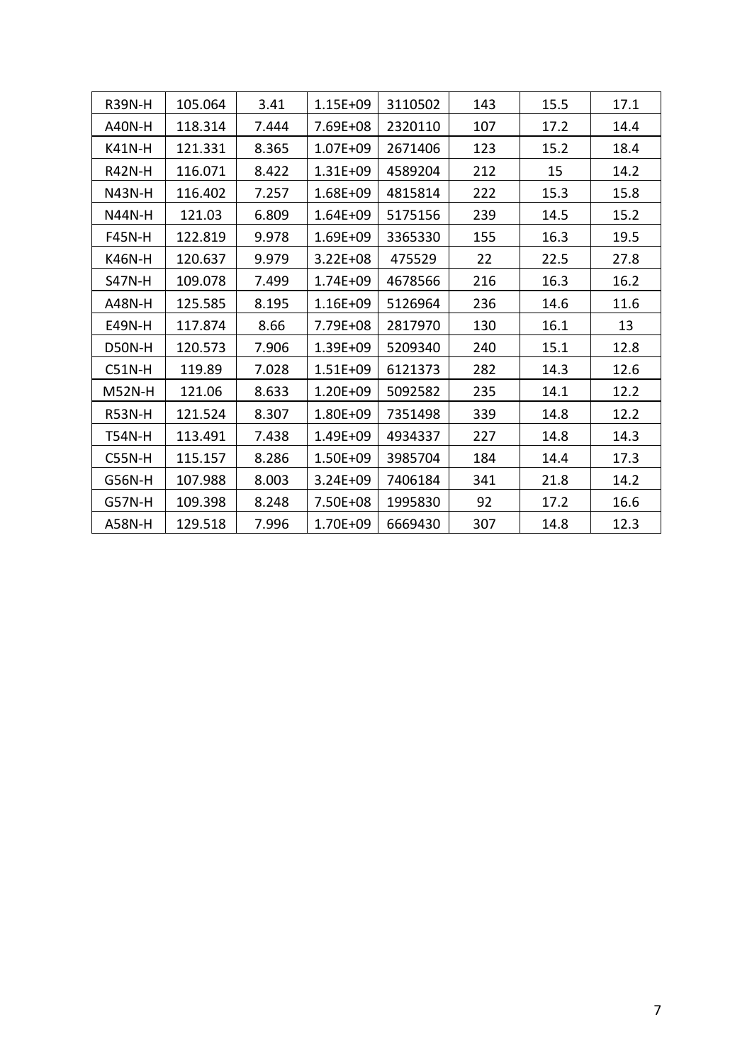| R39N-H | 105.064 | 3.41 | 1.15E+09 | 3110502 | 143 | 15.5 | 17.1 |
|---|---|---|---|---|---|---|---|
| A40N-H | 118.314 | 7.444 | 7.69E+08 | 2320110 | 107 | 17.2 | 14.4 |
| K41N-H | 121.331 | 8.365 | 1.07E+09 | 2671406 | 123 | 15.2 | 18.4 |
| R42N-H | 116.071 | 8.422 | 1.31E+09 | 4589204 | 212 | 15 | 14.2 |
| N43N-H | 116.402 | 7.257 | 1.68E+09 | 4815814 | 222 | 15.3 | 15.8 |
| N44N-H | 121.03 | 6.809 | 1.64E+09 | 5175156 | 239 | 14.5 | 15.2 |
| F45N-H | 122.819 | 9.978 | 1.69E+09 | 3365330 | 155 | 16.3 | 19.5 |
| K46N-H | 120.637 | 9.979 | 3.22E+08 | 475529 | 22 | 22.5 | 27.8 |
| S47N-H | 109.078 | 7.499 | 1.74E+09 | 4678566 | 216 | 16.3 | 16.2 |
| A48N-H | 125.585 | 8.195 | 1.16E+09 | 5126964 | 236 | 14.6 | 11.6 |
| E49N-H | 117.874 | 8.66 | 7.79E+08 | 2817970 | 130 | 16.1 | 13 |
| D50N-H | 120.573 | 7.906 | 1.39E+09 | 5209340 | 240 | 15.1 | 12.8 |
| C51N-H | 119.89 | 7.028 | 1.51E+09 | 6121373 | 282 | 14.3 | 12.6 |
| M52N-H | 121.06 | 8.633 | 1.20E+09 | 5092582 | 235 | 14.1 | 12.2 |
| R53N-H | 121.524 | 8.307 | 1.80E+09 | 7351498 | 339 | 14.8 | 12.2 |
| T54N-H | 113.491 | 7.438 | 1.49E+09 | 4934337 | 227 | 14.8 | 14.3 |
| C55N-H | 115.157 | 8.286 | 1.50E+09 | 3985704 | 184 | 14.4 | 17.3 |
| G56N-H | 107.988 | 8.003 | 3.24E+09 | 7406184 | 341 | 21.8 | 14.2 |
| G57N-H | 109.398 | 8.248 | 7.50E+08 | 1995830 | 92 | 17.2 | 16.6 |
| A58N-H | 129.518 | 7.996 | 1.70E+09 | 6669430 | 307 | 14.8 | 12.3 |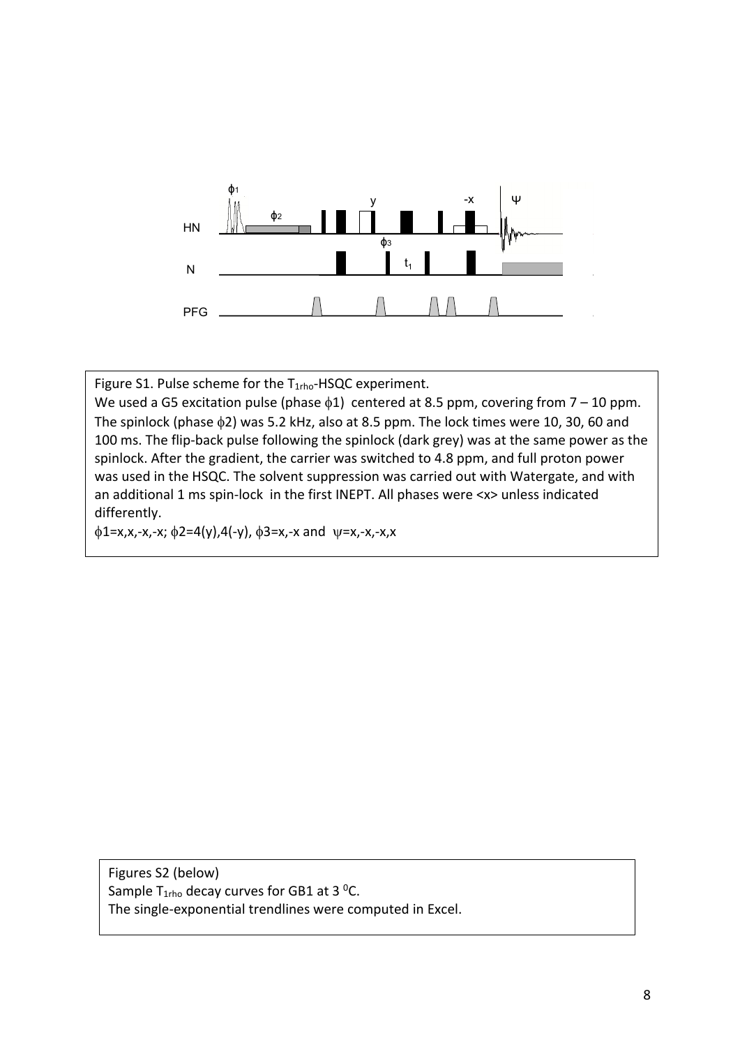Figure S1. Pulse scheme for the $T_{1rho}$-HSQC experiment.

We used a G5 excitation pulse (phase $\phi 1$) centered at 8.5 ppm, covering from 7 – 10 ppm. The spinlock (phase $\phi 2$) was 5.2 kHz, also at 8.5 ppm. The lock times were 10, 30, 60 and 100 ms. The flip-back pulse following the spinlock (dark grey) was at the same power as the spinlock. After the gradient, the carrier was switched to 4.8 ppm, and full proton power was used in the HSQC. The solvent suppression was carried out with Watergate, and with an additional 1 ms spin-lock in the first INEPT. All phases were <x> unless indicated differently.

$\phi 1$=x,x,-x,-x; $\phi 2$=4(y),4(-y), $\phi 3$=x,-x and $\psi$=x,-x,-x,x

Figures S2 (below)
Sample $T_{1rho}$ decay curves for GB1 at 3 $^{0}$C.
The single-exponential trendlines were computed in Excel.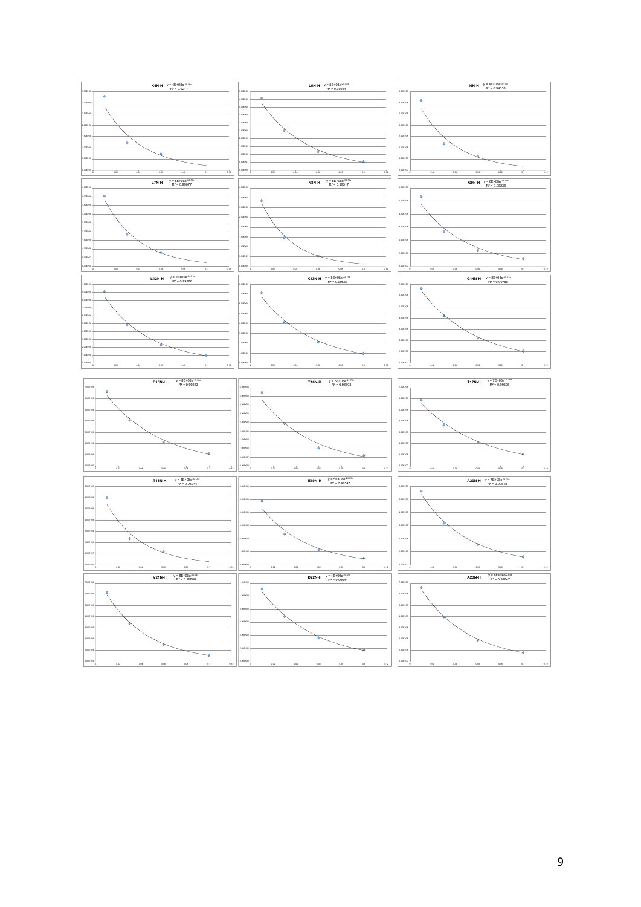**K4N-H** $y = 4E+08e^{-29.56x}$
$R^2 = 0.9217$

**L5N-H** $y = 5E+08e^{-34.03x}$
$R^2 = 0.99264$

**I6N-H** $y = 4E+08e^{-31.12x}$
$R^2 = 0.94338$

**L7N-H** $y = 5E+08e^{-32.05x}$
$R^2 = 0.99077$

**N8N-H** $y = 5E+08e^{-36.25x}$
$R^2 = 0.98517$

**G9N-H** $y = 6E+08e^{-24.19x}$
$R^2 = 0.98236$

**L12N-H** $y = 1E+09e^{-23.71x}$
$R^2 = 0.99366$

**K13N-H** $y = 8E+08e^{-22.19x}$
$R^2 = 0.99563$

**G14N-H** $y = 8E+08e^{-20.53x}$
$R^2 = 0.99788$

**E15N-H** $y = 8E+08e^{-19.84x}$
$R^2 = 0.99283$

**T16N-H** $y = 5E+08e^{-21.78x}$
$R^2 = 0.96803$

**T17N-H** $y = 7E+08e^{-19.86x}$
$R^2 = 0.99626$

**T18N-H** $y = 4E+08e^{-32.06x}$
$R^2 = 0.96944$

**E19N-H** $y = 5E+08e^{-19.55x}$
$R^2 = 0.98547$

**A20N-H** $y = 7E+08e^{-24.3x}$
$R^2 = 0.99615$

**V21N-H** $y = 8E+08e^{-26.64x}$
$R^2 = 0.99668$

**D22N-H** $y = 1E+09e^{-20.98x}$
$R^2 = 0.99641$

**A23N-H** $y = 8E+08e^{-23.5x}$
$R^2 = 0.99842$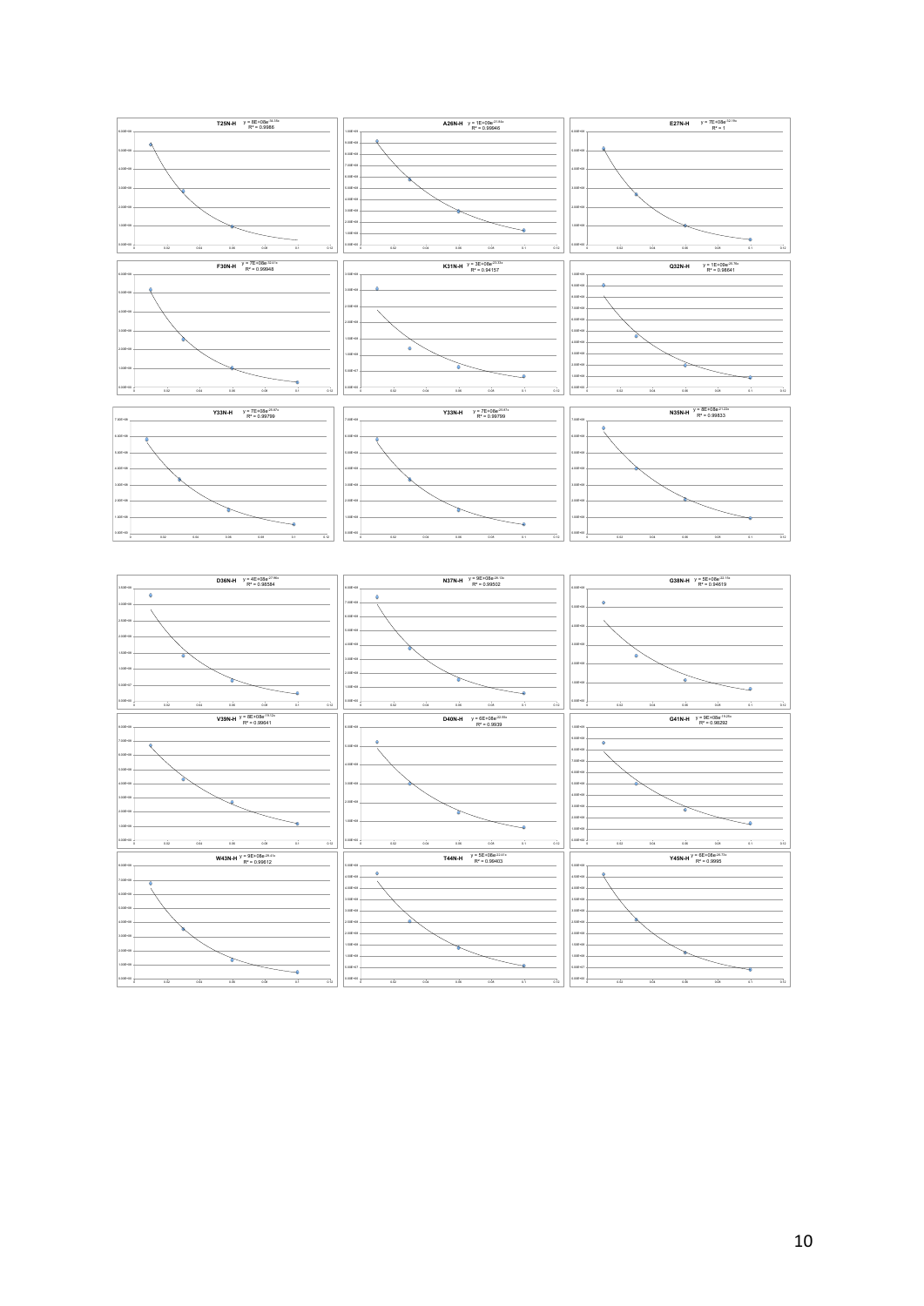T25N-H $y = 8E+08e^{-34.35x}$ $R^2 = 0.9986$

A26N-H $y = 1E+09e^{-23.84x}$ $R^2 = 0.99946$

E27N-H $y = 7E+08e^{-32.78x}$ $R^2 = 1$

F30N-H $y = 7E+08e^{-30.61x}$ $R^2 = 0.99948$

K31N-H $y = 3E+08e^{-23.33x}$ $R^2 = 0.94157$

Q32N-H $y = 1E+09e^{-26.78x}$ $R^2 = 0.98641$

Y33N-H $y = 7E+08e^{-25.67x}$ $R^2 = 0.99799$

Y33N-H $y = 7E+08e^{-25.67x}$ $R^2 = 0.99799$

N35N-H $y = 8E+08e^{-21.23x}$ $R^2 = 0.99833$

D36N-H $y = 4E+08e^{-27.86x}$ $R^2 = 0.98584$

N37N-H $y = 9E+08e^{-26.13x}$ $R^2 = 0.99502$

G38N-H $y = 5E+08e^{-22.11x}$ $R^2 = 0.94619$

V39N-H $y = 8E+08e^{-18.12x}$ $R^2 = 0.99641$

D40N-H $y = 6E+08e^{-22.68x}$ $R^2 = 0.9939$

G41N-H $y = 9E+08e^{-19.25x}$ $R^2 = 0.98292$

W43N-H $y = 9E+08e^{-28.41x}$ $R^2 = 0.99612$

T44N-H $y = 5E+08e^{-22.41x}$ $R^2 = 0.99403$

Y45N-H $y = 6E+08e^{-26.71x}$ $R^2 = 0.9995$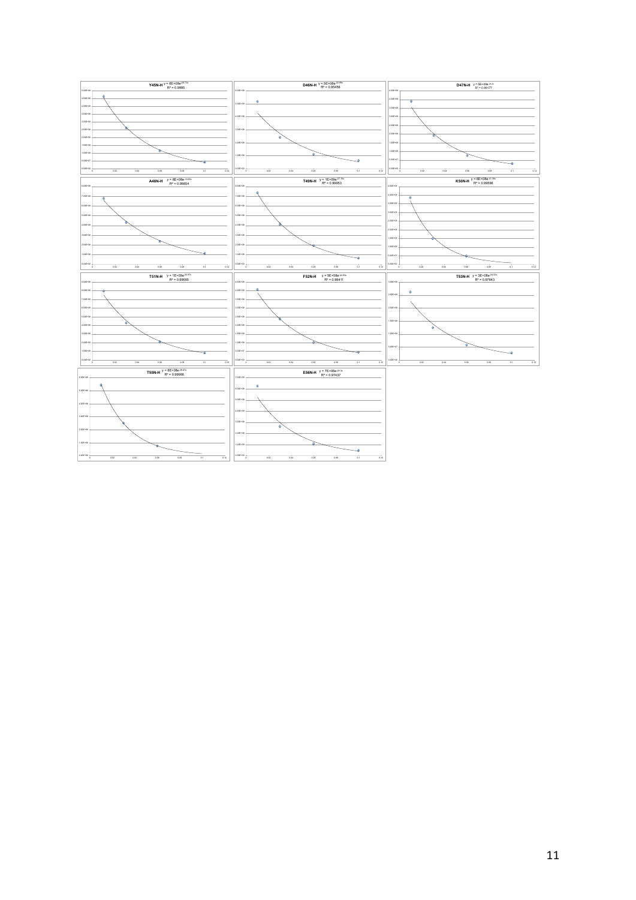Y45N-H $y = 6E+08e^{-26.73x}$
$R^2 = 0.9995$

D46N-H $y = 5E+08e^{-22.89x}$
$R^2 = 0.95456$

D47N-H $y = 5E+08e^{-26.3x}$
$R^2 = 0.99177$

A48N-H $y = 8E+08e^{-19.89x}$
$R^2 = 0.98854$

T49N-H $y = 1E+09e^{-27.15x}$
$R^2 = 0.99963$

K50N-H $y = 6E+08e^{-31.38x}$
$R^2 = 0.99596$

T51N-H $y = 1E+09e^{-24.97x}$
$R^2 = 0.99685$

F52N-H $y = 5E+08e^{-24.69x}$
$R^2 = 0.99411$

T53N-H $y = 3E+08e^{-24.52x}$
$R^2 = 0.97643$

T55N-H $y = 8E+08e^{-39.47x}$
$R^2 = 0.99666$

E56N-H $y = 7E+08e^{-28.3x}$
$R^2 = 0.97437$